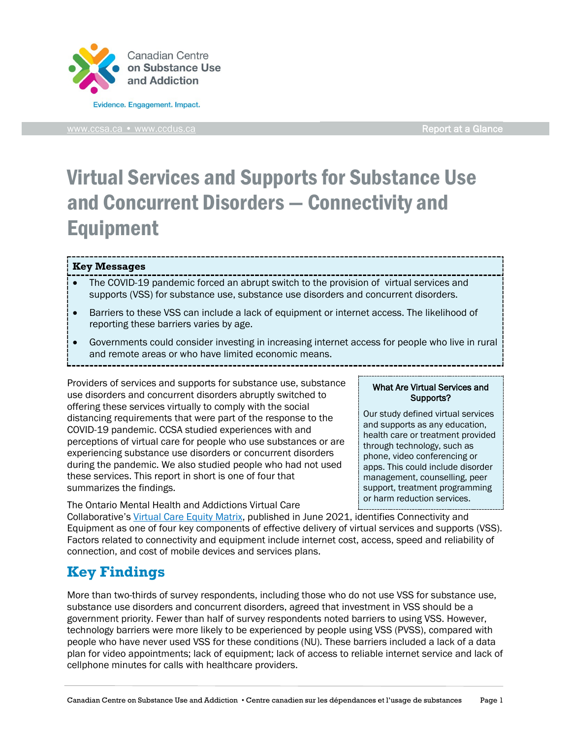Canadian Centre on Substance Use and Addiction

Evidence. Engagement. Impact.

www.ccsa.ca • www.ccdus.ca

Report at a Glance

# Virtual Services and Supports for Substance Use and Concurrent Disorders — Connectivity and Equipment

**Key Messages**

- The COVID-19 pandemic forced an abrupt switch to the provision of virtual services and supports (VSS) for substance use, substance use disorders and concurrent disorders.
- Barriers to these VSS can include a lack of equipment or internet access. The likelihood of reporting these barriers varies by age.
- Governments could consider investing in increasing internet access for people who live in rural and remote areas or who have limited economic means.

Providers of services and supports for substance use, substance use disorders and concurrent disorders abruptly switched to offering these services virtually to comply with the social distancing requirements that were part of the response to the COVID-19 pandemic. CCSA studied experiences with and perceptions of virtual care for people who use substances or are experiencing substance use disorders or concurrent disorders during the pandemic. We also studied people who had not used these services. This report in short is one of four that summarizes the findings.

**What Are Virtual Services and Supports?**

Our study defined virtual services and supports as any education, health care or treatment provided through technology, such as phone, video conferencing or apps. This could include disorder management, counselling, peer support, treatment programming or harm reduction services.

The Ontario Mental Health and Addictions Virtual Care Collaborative's Virtual Care Equity Matrix, published in June 2021, identifies Connectivity and Equipment as one of four key components of effective delivery of virtual services and supports (VSS). Factors related to connectivity and equipment include internet cost, access, speed and reliability of connection, and cost of mobile devices and services plans.

## Key Findings

More than two-thirds of survey respondents, including those who do not use VSS for substance use, substance use disorders and concurrent disorders, agreed that investment in VSS should be a government priority. Fewer than half of survey respondents noted barriers to using VSS. However, technology barriers were more likely to be experienced by people using VSS (PVSS), compared with people who have never used VSS for these conditions (NU). These barriers included a lack of a data plan for video appointments; lack of equipment; lack of access to reliable internet service and lack of cellphone minutes for calls with healthcare providers.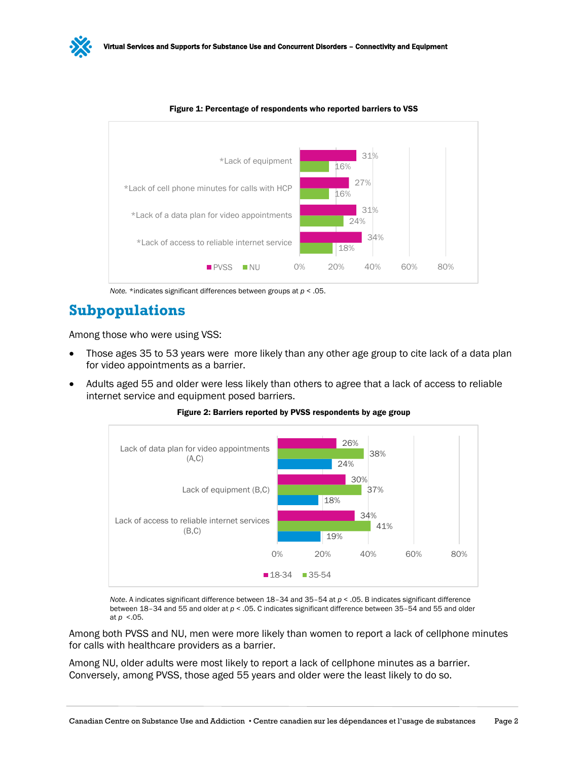**Figure 1: Percentage of respondents who reported barriers to VSS**

| Barrier | PVSS | NU |
| --- | --- | --- |
| *Lack of equipment | 31% | 16% |
| *Lack of cell phone minutes for calls with HCP | 27% | 16% |
| *Lack of a data plan for video appointments | 31% | 24% |
| *Lack of access to reliable internet service | 34% | 18% |

*Note.* *indicates significant differences between groups at $p < .05$.

## Subpopulations

Among those who were using VSS:

- Those ages 35 to 53 years were more likely than any other age group to cite lack of a data plan for video appointments as a barrier.
- Adults aged 55 and older were less likely than others to agree that a lack of access to reliable internet service and equipment posed barriers.

**Figure 2: Barriers reported by PVSS respondents by age group**

| Barrier | 18-34 | 35-54 | (unlabelled) |
| --- | --- | --- | --- |
| Lack of data plan for video appointments (A,C) | 26% | 38% | 24% |
| Lack of equipment (B,C) | 30% | 37% | 18% |
| Lack of access to reliable internet services (B,C) | 34% | 41% | 19% |

*Note.* A indicates significant difference between 18–34 and 35–54 at $p < .05$. B indicates significant difference between 18–34 and 55 and older at $p < .05$. C indicates significant difference between 35–54 and 55 and older at $p < .05$.

Among both PVSS and NU, men were more likely than women to report a lack of cellphone minutes for calls with healthcare providers as a barrier.

Among NU, older adults were most likely to report a lack of cellphone minutes as a barrier. Conversely, among PVSS, those aged 55 years and older were the least likely to do so.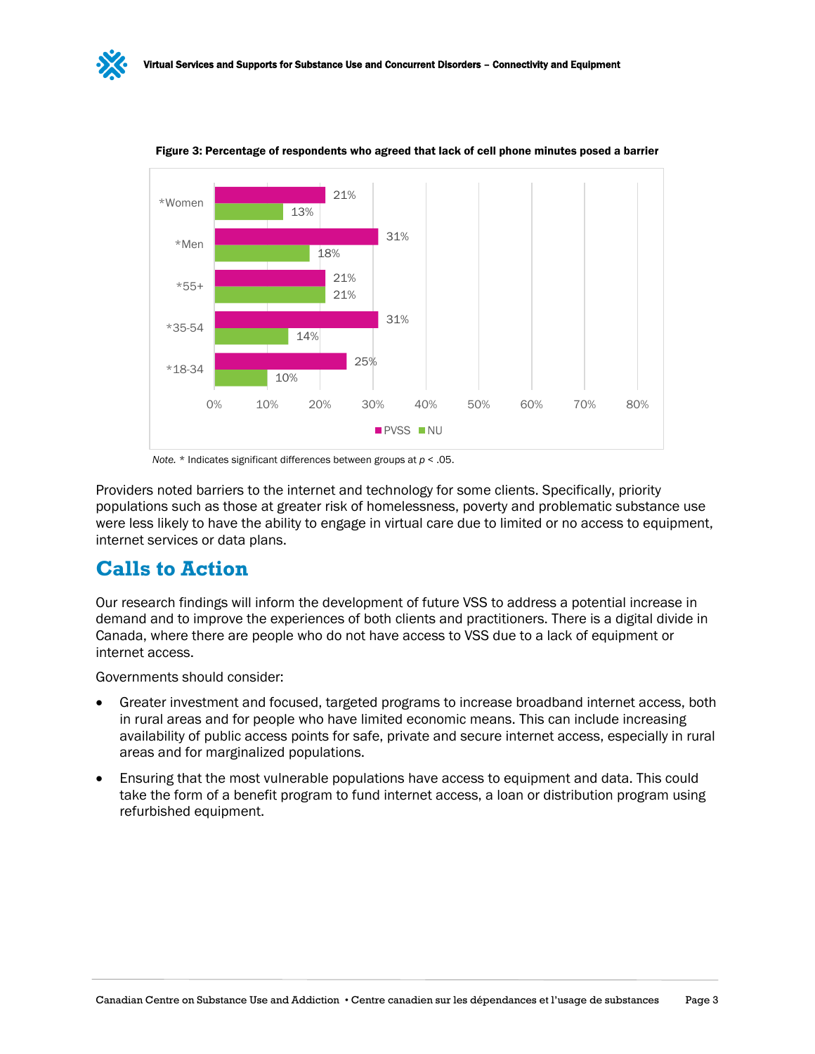**Figure 3: Percentage of respondents who agreed that lack of cell phone minutes posed a barrier**

| | PVSS | NU |
|---|---|---|
| *Women | 21% | 13% |
| *Men | 31% | 18% |
| *55+ | 21% | 21% |
| *35-54 | 31% | 14% |
| *18-34 | 25% | 10% |

*Note.* * Indicates significant differences between groups at $p < .05$.

Providers noted barriers to the internet and technology for some clients. Specifically, priority populations such as those at greater risk of homelessness, poverty and problematic substance use were less likely to have the ability to engage in virtual care due to limited or no access to equipment, internet services or data plans.

## Calls to Action

Our research findings will inform the development of future VSS to address a potential increase in demand and to improve the experiences of both clients and practitioners. There is a digital divide in Canada, where there are people who do not have access to VSS due to a lack of equipment or internet access.

Governments should consider:

- Greater investment and focused, targeted programs to increase broadband internet access, both in rural areas and for people who have limited economic means. This can include increasing availability of public access points for safe, private and secure internet access, especially in rural areas and for marginalized populations.
- Ensuring that the most vulnerable populations have access to equipment and data. This could take the form of a benefit program to fund internet access, a loan or distribution program using refurbished equipment.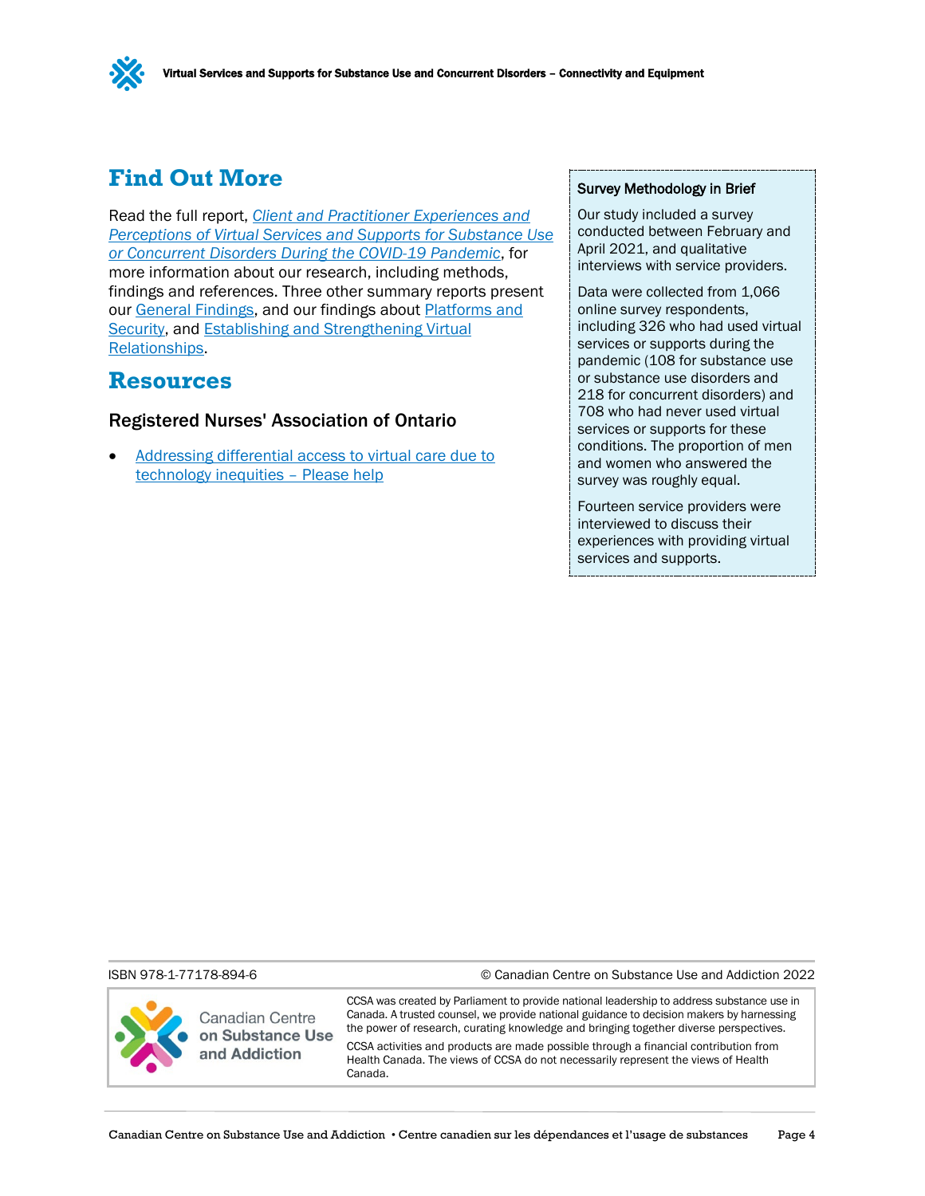## Find Out More

Read the full report, *Client and Practitioner Experiences and Perceptions of Virtual Services and Supports for Substance Use or Concurrent Disorders During the COVID-19 Pandemic*, for more information about our research, including methods, findings and references. Three other summary reports present our General Findings, and our findings about Platforms and Security, and Establishing and Strengthening Virtual Relationships.

## Resources

### Registered Nurses' Association of Ontario

- Addressing differential access to virtual care due to technology inequities – Please help

**Survey Methodology in Brief**

Our study included a survey conducted between February and April 2021, and qualitative interviews with service providers.

Data were collected from 1,066 online survey respondents, including 326 who had used virtual services or supports during the pandemic (108 for substance use or substance use disorders and 218 for concurrent disorders) and 708 who had never used virtual services or supports for these conditions. The proportion of men and women who answered the survey was roughly equal.

Fourteen service providers were interviewed to discuss their experiences with providing virtual services and supports.

ISBN 978-1-77178-894-6

© Canadian Centre on Substance Use and Addiction 2022

Canadian Centre on Substance Use and Addiction

CCSA was created by Parliament to provide national leadership to address substance use in Canada. A trusted counsel, we provide national guidance to decision makers by harnessing the power of research, curating knowledge and bringing together diverse perspectives.

CCSA activities and products are made possible through a financial contribution from Health Canada. The views of CCSA do not necessarily represent the views of Health Canada.